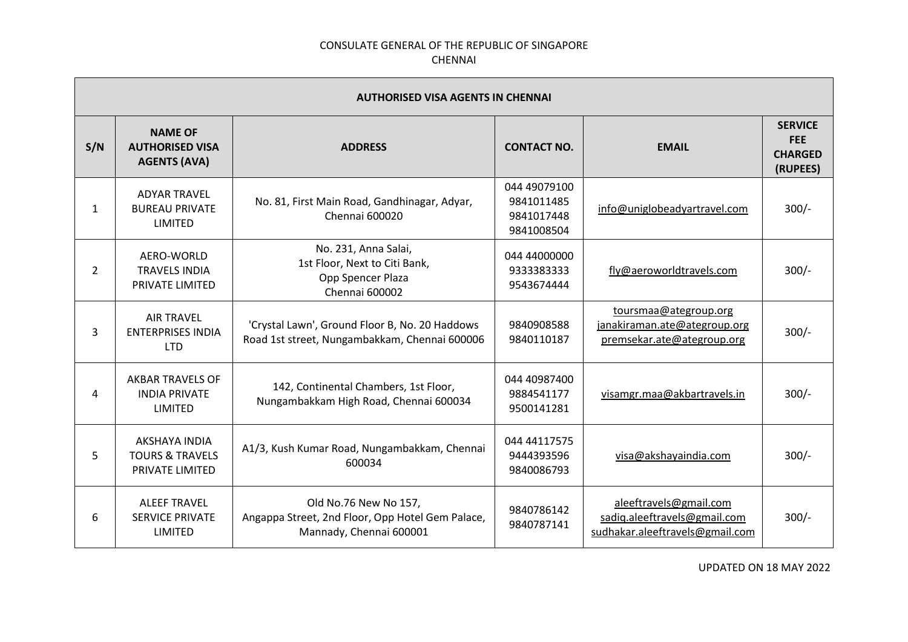CONSULATE GENERAL OF THE REPUBLIC OF SINGAPORE
CHENNAI

| AUTHORISED VISA AGENTS IN CHENNAI | | | | | |
|---|---|---|---|---|---|
| **S/N** | **NAME OF AUTHORISED VISA AGENTS (AVA)** | **ADDRESS** | **CONTACT NO.** | **EMAIL** | **SERVICE FEE CHARGED (RUPEES)** |
| 1 | ADYAR TRAVEL BUREAU PRIVATE LIMITED | No. 81, First Main Road, Gandhinagar, Adyar, Chennai 600020 | 044 49079100<br>9841011485<br>9841017448<br>9841008504 | info@uniglobeadyartravel.com | 300/- |
| 2 | AERO-WORLD TRAVELS INDIA PRIVATE LIMITED | No. 231, Anna Salai,<br>1st Floor, Next to Citi Bank,<br>Opp Spencer Plaza<br>Chennai 600002 | 044 44000000<br>9333383333<br>9543674444 | fly@aeroworldtravels.com | 300/- |
| 3 | AIR TRAVEL ENTERPRISES INDIA LTD | 'Crystal Lawn', Ground Floor B, No. 20 Haddows Road 1st street, Nungambakkam, Chennai 600006 | 9840908588<br>9840110187 | toursmaa@ategroup.org<br>janakiraman.ate@ategroup.org<br>premsekar.ate@ategroup.org | 300/- |
| 4 | AKBAR TRAVELS OF INDIA PRIVATE LIMITED | 142, Continental Chambers, 1st Floor, Nungambakkam High Road, Chennai 600034 | 044 40987400<br>9884541177<br>9500141281 | visamgr.maa@akbartravels.in | 300/- |
| 5 | AKSHAYA INDIA TOURS & TRAVELS PRIVATE LIMITED | A1/3, Kush Kumar Road, Nungambakkam, Chennai 600034 | 044 44117575<br>9444393596<br>9840086793 | visa@akshayaindia.com | 300/- |
| 6 | ALEEF TRAVEL SERVICE PRIVATE LIMITED | Old No.76 New No 157,<br>Angappa Street, 2nd Floor, Opp Hotel Gem Palace,<br>Mannady, Chennai 600001 | 9840786142<br>9840787141 | aleeftravels@gmail.com<br>sadiq.aleeftravels@gmail.com<br>sudhakar.aleeftravels@gmail.com | 300/- |

UPDATED ON 18 MAY 2022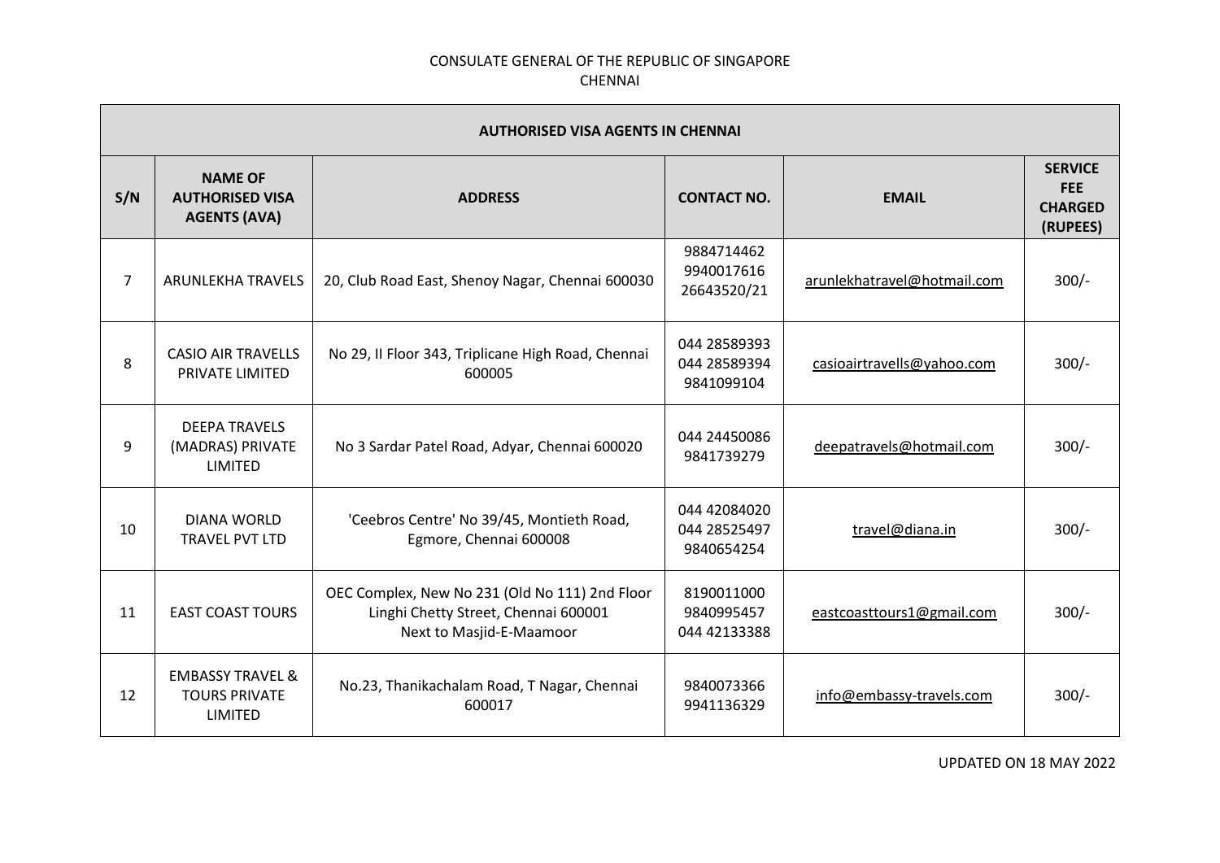CONSULATE GENERAL OF THE REPUBLIC OF SINGAPORE
CHENNAI

| AUTHORISED VISA AGENTS IN CHENNAI | | | | | |
|---|---|---|---|---|---|
| S/N | NAME OF AUTHORISED VISA AGENTS (AVA) | ADDRESS | CONTACT NO. | EMAIL | SERVICE FEE CHARGED (RUPEES) |
| 7 | ARUNLEKHA TRAVELS | 20, Club Road East, Shenoy Nagar, Chennai 600030 | 9884714462<br>9940017616<br>26643520/21 | arunlekhatravel@hotmail.com | 300/- |
| 8 | CASIO AIR TRAVELLS PRIVATE LIMITED | No 29, II Floor 343, Triplicane High Road, Chennai 600005 | 044 28589393<br>044 28589394<br>9841099104 | casioairtravells@yahoo.com | 300/- |
| 9 | DEEPA TRAVELS (MADRAS) PRIVATE LIMITED | No 3 Sardar Patel Road, Adyar, Chennai 600020 | 044 24450086<br>9841739279 | deepatravels@hotmail.com | 300/- |
| 10 | DIANA WORLD TRAVEL PVT LTD | 'Ceebros Centre' No 39/45, Montieth Road, Egmore, Chennai 600008 | 044 42084020<br>044 28525497<br>9840654254 | travel@diana.in | 300/- |
| 11 | EAST COAST TOURS | OEC Complex, New No 231 (Old No 111) 2nd Floor Linghi Chetty Street, Chennai 600001<br>Next to Masjid-E-Maamoor | 8190011000<br>9840995457<br>044 42133388 | eastcoasttours1@gmail.com | 300/- |
| 12 | EMBASSY TRAVEL & TOURS PRIVATE LIMITED | No.23, Thanikachalam Road, T Nagar, Chennai 600017 | 9840073366<br>9941136329 | info@embassy-travels.com | 300/- |

UPDATED ON 18 MAY 2022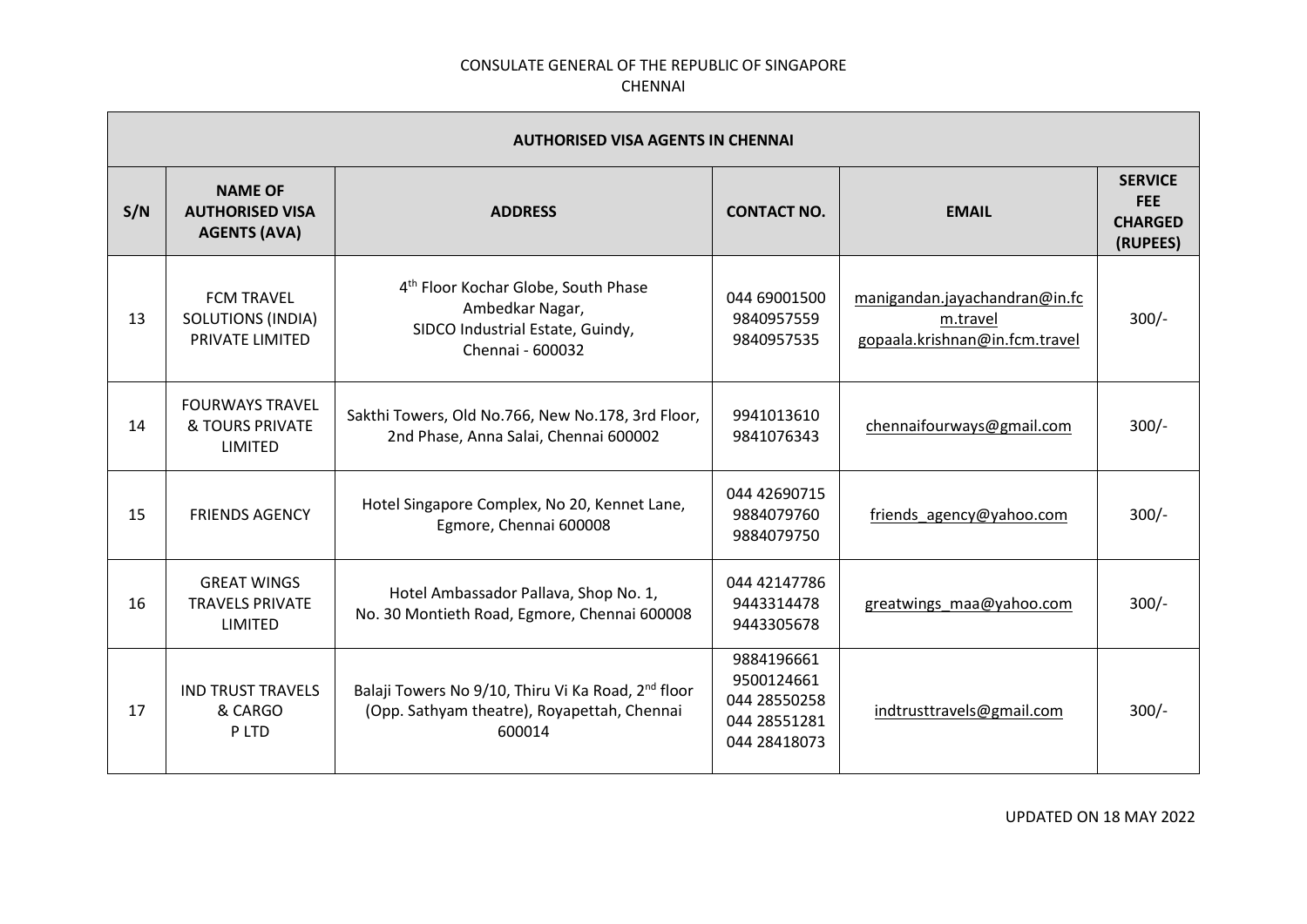CONSULATE GENERAL OF THE REPUBLIC OF SINGAPORE
CHENNAI

| AUTHORISED VISA AGENTS IN CHENNAI | | | | | |
|---|---|---|---|---|---|
| **S/N** | **NAME OF AUTHORISED VISA AGENTS (AVA)** | **ADDRESS** | **CONTACT NO.** | **EMAIL** | **SERVICE FEE CHARGED (RUPEES)** |
| 13 | FCM TRAVEL SOLUTIONS (INDIA) PRIVATE LIMITED | 4th Floor Kochar Globe, South Phase Ambedkar Nagar, SIDCO Industrial Estate, Guindy, Chennai - 600032 | 044 69001500<br>9840957559<br>9840957535 | manigandan.jayachandran@in.fcm.travel<br>gopaala.krishnan@in.fcm.travel | 300/- |
| 14 | FOURWAYS TRAVEL & TOURS PRIVATE LIMITED | Sakthi Towers, Old No.766, New No.178, 3rd Floor, 2nd Phase, Anna Salai, Chennai 600002 | 9941013610<br>9841076343 | chennaifourways@gmail.com | 300/- |
| 15 | FRIENDS AGENCY | Hotel Singapore Complex, No 20, Kennet Lane, Egmore, Chennai 600008 | 044 42690715<br>9884079760<br>9884079750 | friends_agency@yahoo.com | 300/- |
| 16 | GREAT WINGS TRAVELS PRIVATE LIMITED | Hotel Ambassador Pallava, Shop No. 1, No. 30 Montieth Road, Egmore, Chennai 600008 | 044 42147786<br>9443314478<br>9443305678 | greatwings_maa@yahoo.com | 300/- |
| 17 | IND TRUST TRAVELS & CARGO P LTD | Balaji Towers No 9/10, Thiru Vi Ka Road, 2nd floor (Opp. Sathyam theatre), Royapettah, Chennai 600014 | 9884196661<br>9500124661<br>044 28550258<br>044 28551281<br>044 28418073 | indtrusttravels@gmail.com | 300/- |

UPDATED ON 18 MAY 2022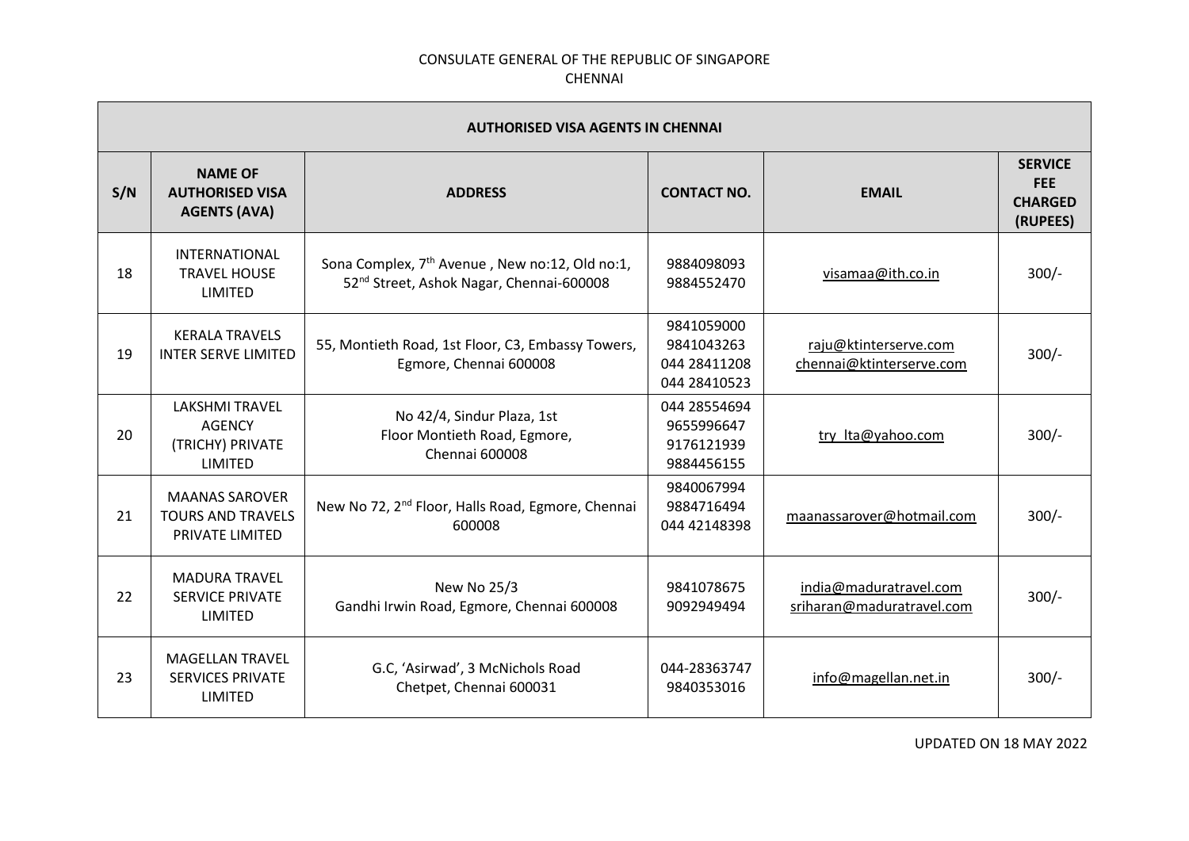CONSULATE GENERAL OF THE REPUBLIC OF SINGAPORE
CHENNAI

| AUTHORISED VISA AGENTS IN CHENNAI | | | | | |
|---|---|---|---|---|---|
| **S/N** | **NAME OF AUTHORISED VISA AGENTS (AVA)** | **ADDRESS** | **CONTACT NO.** | **EMAIL** | **SERVICE FEE CHARGED (RUPEES)** |
| 18 | INTERNATIONAL TRAVEL HOUSE LIMITED | Sona Complex, 7th Avenue , New no:12, Old no:1, 52nd Street, Ashok Nagar, Chennai-600008 | 9884098093<br>9884552470 | visamaa@ith.co.in | 300/- |
| 19 | KERALA TRAVELS INTER SERVE LIMITED | 55, Montieth Road, 1st Floor, C3, Embassy Towers, Egmore, Chennai 600008 | 9841059000<br>9841043263<br>044 28411208<br>044 28410523 | raju@ktinterserve.com<br>chennai@ktinterserve.com | 300/- |
| 20 | LAKSHMI TRAVEL AGENCY (TRICHY) PRIVATE LIMITED | No 42/4, Sindur Plaza, 1st Floor Montieth Road, Egmore, Chennai 600008 | 044 28554694<br>9655996647<br>9176121939<br>9884456155 | try_lta@yahoo.com | 300/- |
| 21 | MAANAS SAROVER TOURS AND TRAVELS PRIVATE LIMITED | New No 72, 2nd Floor, Halls Road, Egmore, Chennai 600008 | 9840067994<br>9884716494<br>044 42148398 | maanassarover@hotmail.com | 300/- |
| 22 | MADURA TRAVEL SERVICE PRIVATE LIMITED | New No 25/3<br>Gandhi Irwin Road, Egmore, Chennai 600008 | 9841078675<br>9092949494 | india@maduratravel.com<br>sriharan@maduratravel.com | 300/- |
| 23 | MAGELLAN TRAVEL SERVICES PRIVATE LIMITED | G.C, 'Asirwad', 3 McNichols Road<br>Chetpet, Chennai 600031 | 044-28363747<br>9840353016 | info@magellan.net.in | 300/- |

UPDATED ON 18 MAY 2022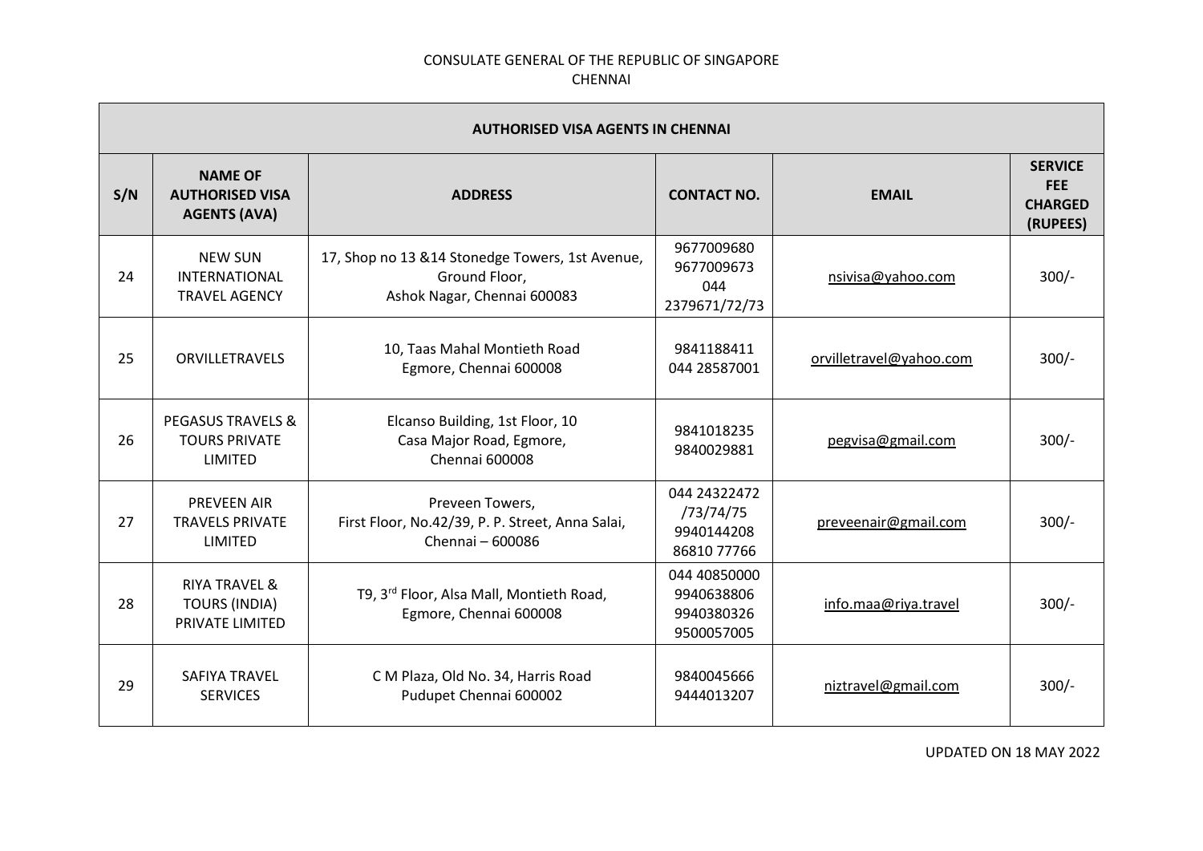CONSULATE GENERAL OF THE REPUBLIC OF SINGAPORE
CHENNAI

| AUTHORISED VISA AGENTS IN CHENNAI | | | | | |
|---|---|---|---|---|---|
| **S/N** | **NAME OF AUTHORISED VISA AGENTS (AVA)** | **ADDRESS** | **CONTACT NO.** | **EMAIL** | **SERVICE FEE CHARGED (RUPEES)** |
| 24 | NEW SUN INTERNATIONAL TRAVEL AGENCY | 17, Shop no 13 &14 Stonedge Towers, 1st Avenue, Ground Floor, Ashok Nagar, Chennai 600083 | 9677009680 9677009673 044 2379671/72/73 | nsivisa@yahoo.com | 300/- |
| 25 | ORVILLETRAVELS | 10, Taas Mahal Montieth Road Egmore, Chennai 600008 | 9841188411 044 28587001 | orvilletravel@yahoo.com | 300/- |
| 26 | PEGASUS TRAVELS & TOURS PRIVATE LIMITED | Elcanso Building, 1st Floor, 10 Casa Major Road, Egmore, Chennai 600008 | 9841018235 9840029881 | pegvisa@gmail.com | 300/- |
| 27 | PREVEEN AIR TRAVELS PRIVATE LIMITED | Preveen Towers, First Floor, No.42/39, P. P. Street, Anna Salai, Chennai – 600086 | 044 24322472 /73/74/75 9940144208 86810 77766 | preveenair@gmail.com | 300/- |
| 28 | RIYA TRAVEL & TOURS (INDIA) PRIVATE LIMITED | T9, 3rd Floor, Alsa Mall, Montieth Road, Egmore, Chennai 600008 | 044 40850000 9940638806 9940380326 9500057005 | info.maa@riya.travel | 300/- |
| 29 | SAFIYA TRAVEL SERVICES | C M Plaza, Old No. 34, Harris Road Pudupet Chennai 600002 | 9840045666 9444013207 | niztravel@gmail.com | 300/- |

UPDATED ON 18 MAY 2022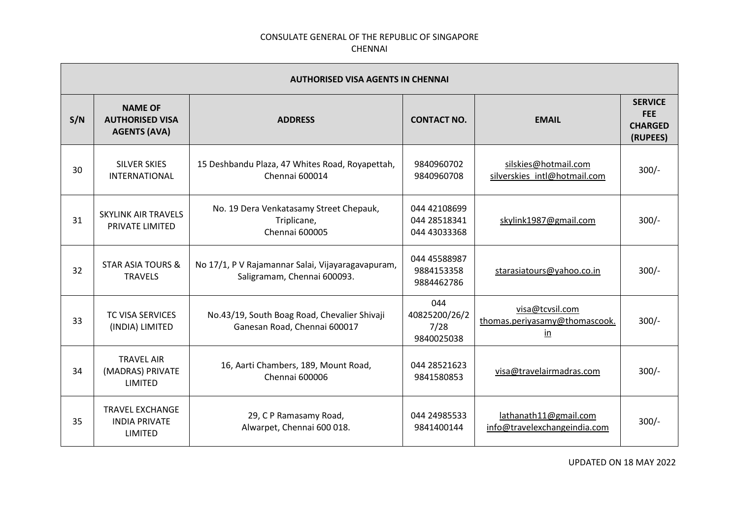CONSULATE GENERAL OF THE REPUBLIC OF SINGAPORE
CHENNAI

| AUTHORISED VISA AGENTS IN CHENNAI | | | | | |
|---|---|---|---|---|---|
| S/N | NAME OF AUTHORISED VISA AGENTS (AVA) | ADDRESS | CONTACT NO. | EMAIL | SERVICE FEE CHARGED (RUPEES) |
| 30 | SILVER SKIES INTERNATIONAL | 15 Deshbandu Plaza, 47 Whites Road, Royapettah, Chennai 600014 | 9840960702<br>9840960708 | silskies@hotmail.com<br>silverskies_intl@hotmail.com | 300/- |
| 31 | SKYLINK AIR TRAVELS PRIVATE LIMITED | No. 19 Dera Venkatasamy Street Chepauk, Triplicane, Chennai 600005 | 044 42108699<br>044 28518341<br>044 43033368 | skylink1987@gmail.com | 300/- |
| 32 | STAR ASIA TOURS & TRAVELS | No 17/1, P V Rajamannar Salai, Vijayaragavapuram, Saligramam, Chennai 600093. | 044 45588987<br>9884153358<br>9884462786 | starasiatours@yahoo.co.in | 300/- |
| 33 | TC VISA SERVICES (INDIA) LIMITED | No.43/19, South Boag Road, Chevalier Shivaji Ganesan Road, Chennai 600017 | 044 40825200/26/27/28<br>9840025038 | visa@tcvsil.com<br>thomas.periyasamy@thomascook.in | 300/- |
| 34 | TRAVEL AIR (MADRAS) PRIVATE LIMITED | 16, Aarti Chambers, 189, Mount Road, Chennai 600006 | 044 28521623<br>9841580853 | visa@travelairmadras.com | 300/- |
| 35 | TRAVEL EXCHANGE INDIA PRIVATE LIMITED | 29, C P Ramasamy Road, Alwarpet, Chennai 600 018. | 044 24985533<br>9841400144 | lathanath11@gmail.com<br>info@travelexchangeindia.com | 300/- |

UPDATED ON 18 MAY 2022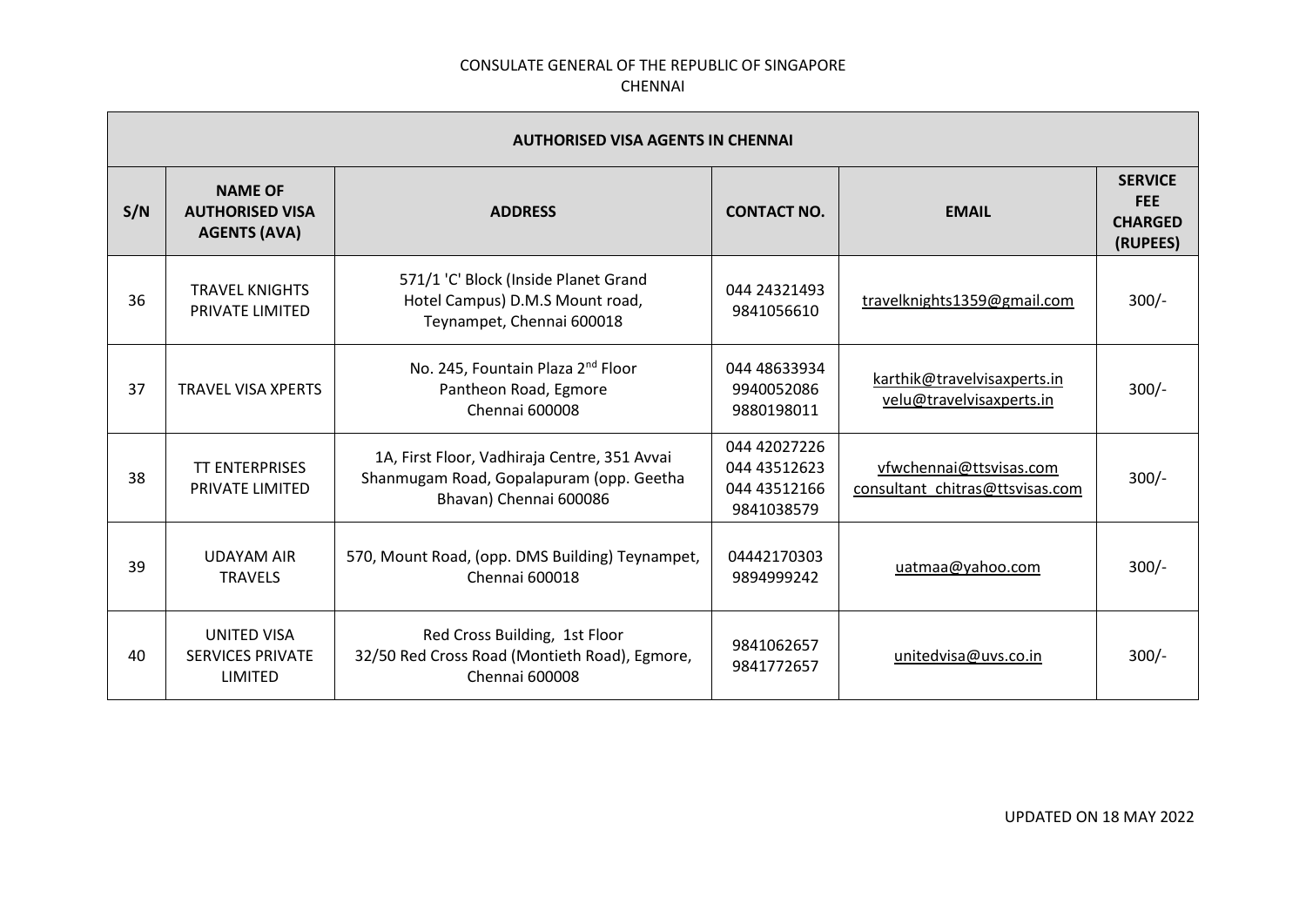CONSULATE GENERAL OF THE REPUBLIC OF SINGAPORE
CHENNAI

| AUTHORISED VISA AGENTS IN CHENNAI | | | | | |
|---|---|---|---|---|---|
| **S/N** | **NAME OF AUTHORISED VISA AGENTS (AVA)** | **ADDRESS** | **CONTACT NO.** | **EMAIL** | **SERVICE FEE CHARGED (RUPEES)** |
| 36 | TRAVEL KNIGHTS PRIVATE LIMITED | 571/1 'C' Block (Inside Planet Grand Hotel Campus) D.M.S Mount road, Teynampet, Chennai 600018 | 044 24321493<br>9841056610 | travelknights1359@gmail.com | 300/- |
| 37 | TRAVEL VISA XPERTS | No. 245, Fountain Plaza 2nd Floor Pantheon Road, Egmore Chennai 600008 | 044 48633934<br>9940052086<br>9880198011 | karthik@travelvisaxperts.in<br>velu@travelvisaxperts.in | 300/- |
| 38 | TT ENTERPRISES PRIVATE LIMITED | 1A, First Floor, Vadhiraja Centre, 351 Avvai Shanmugam Road, Gopalapuram (opp. Geetha Bhavan) Chennai 600086 | 044 42027226<br>044 43512623<br>044 43512166<br>9841038579 | vfwchennai@ttsvisas.com<br>consultant_chitras@ttsvisas.com | 300/- |
| 39 | UDAYAM AIR TRAVELS | 570, Mount Road, (opp. DMS Building) Teynampet, Chennai 600018 | 04442170303<br>9894999242 | uatmaa@yahoo.com | 300/- |
| 40 | UNITED VISA SERVICES PRIVATE LIMITED | Red Cross Building, 1st Floor 32/50 Red Cross Road (Montieth Road), Egmore, Chennai 600008 | 9841062657<br>9841772657 | unitedvisa@uvs.co.in | 300/- |

UPDATED ON 18 MAY 2022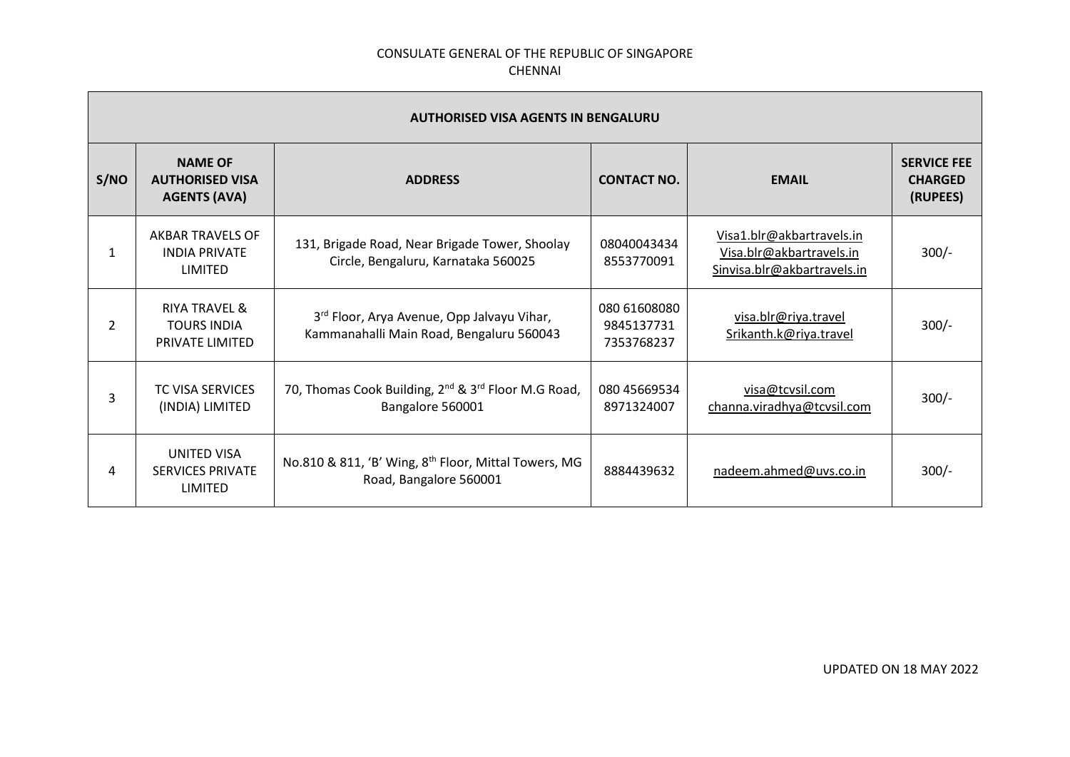CONSULATE GENERAL OF THE REPUBLIC OF SINGAPORE
CHENNAI

## AUTHORISED VISA AGENTS IN BENGALURU

| S/NO | NAME OF AUTHORISED VISA AGENTS (AVA) | ADDRESS | CONTACT NO. | EMAIL | SERVICE FEE CHARGED (RUPEES) |
|---|---|---|---|---|---|
| 1 | AKBAR TRAVELS OF INDIA PRIVATE LIMITED | 131, Brigade Road, Near Brigade Tower, Shoolay Circle, Bengaluru, Karnataka 560025 | 08040043434<br>8553770091 | Visa1.blr@akbartravels.in<br>Visa.blr@akbartravels.in<br>Sinvisa.blr@akbartravels.in | 300/- |
| 2 | RIYA TRAVEL & TOURS INDIA PRIVATE LIMITED | 3rd Floor, Arya Avenue, Opp Jalvayu Vihar, Kammanahalli Main Road, Bengaluru 560043 | 080 61608080<br>9845137731<br>7353768237 | visa.blr@riya.travel<br>Srikanth.k@riya.travel | 300/- |
| 3 | TC VISA SERVICES (INDIA) LIMITED | 70, Thomas Cook Building, 2nd & 3rd Floor M.G Road, Bangalore 560001 | 080 45669534<br>8971324007 | visa@tcvsil.com<br>channa.viradhya@tcvsil.com | 300/- |
| 4 | UNITED VISA SERVICES PRIVATE LIMITED | No.810 & 811, 'B' Wing, 8th Floor, Mittal Towers, MG Road, Bangalore 560001 | 8884439632 | nadeem.ahmed@uvs.co.in | 300/- |

UPDATED ON 18 MAY 2022